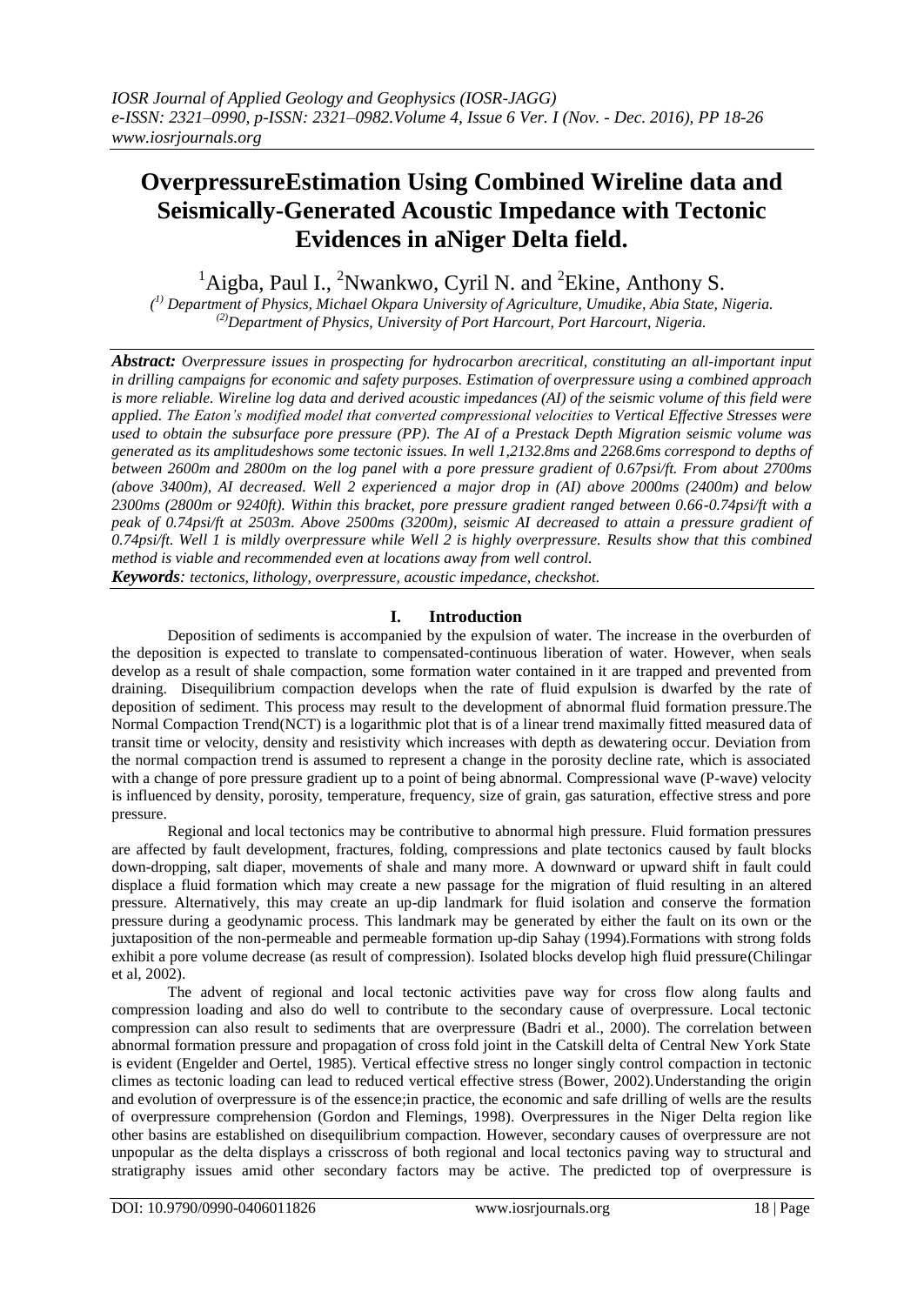# OverpressureEstimation Using Combined Wireline data and Seismically-Generated Acoustic Impedance with Tectonic Evidences in aNiger Delta field.

[1]Aigba, Paul I., [2]Nwankwo, Cyril N. and [2]Ekine, Anthony S.

*[(1)] Department of Physics, Michael Okpara University of Agriculture, Umudike, Abia State, Nigeria.*
*[(2)]Department of Physics, University of Port Harcourt, Port Harcourt, Nigeria.*

***Abstract:*** *Overpressure issues in prospecting for hydrocarbon arecritical, constituting an all-important input in drilling campaigns for economic and safety purposes. Estimation of overpressure using a combined approach is more reliable. Wireline log data and derived acoustic impedances (AI) of the seismic volume of this field were applied. The Eaton's modified model that converted compressional velocities to Vertical Effective Stresses were used to obtain the subsurface pore pressure (PP). The AI of a Prestack Depth Migration seismic volume was generated as its amplitudeshows some tectonic issues. In well 1,2132.8ms and 2268.6ms correspond to depths of between 2600m and 2800m on the log panel with a pore pressure gradient of 0.67psi/ft. From about 2700ms (above 3400m), AI decreased. Well 2 experienced a major drop in (AI) above 2000ms (2400m) and below 2300ms (2800m or 9240ft). Within this bracket, pore pressure gradient ranged between 0.66-0.74psi/ft with a peak of 0.74psi/ft at 2503m. Above 2500ms (3200m), seismic AI decreased to attain a pressure gradient of 0.74psi/ft. Well 1 is mildly overpressure while Well 2 is highly overpressure. Results show that this combined method is viable and recommended even at locations away from well control.*

***Keywords****: tectonics, lithology, overpressure, acoustic impedance, checkshot.*

## I. Introduction

Deposition of sediments is accompanied by the expulsion of water. The increase in the overburden of the deposition is expected to translate to compensated-continuous liberation of water. However, when seals develop as a result of shale compaction, some formation water contained in it are trapped and prevented from draining. Disequilibrium compaction develops when the rate of fluid expulsion is dwarfed by the rate of deposition of sediment. This process may result to the development of abnormal fluid formation pressure.The Normal Compaction Trend(NCT) is a logarithmic plot that is of a linear trend maximally fitted measured data of transit time or velocity, density and resistivity which increases with depth as dewatering occur. Deviation from the normal compaction trend is assumed to represent a change in the porosity decline rate, which is associated with a change of pore pressure gradient up to a point of being abnormal. Compressional wave (P-wave) velocity is influenced by density, porosity, temperature, frequency, size of grain, gas saturation, effective stress and pore pressure.

Regional and local tectonics may be contributive to abnormal high pressure. Fluid formation pressures are affected by fault development, fractures, folding, compressions and plate tectonics caused by fault blocks down-dropping, salt diaper, movements of shale and many more. A downward or upward shift in fault could displace a fluid formation which may create a new passage for the migration of fluid resulting in an altered pressure. Alternatively, this may create an up-dip landmark for fluid isolation and conserve the formation pressure during a geodynamic process. This landmark may be generated by either the fault on its own or the juxtaposition of the non-permeable and permeable formation up-dip Sahay (1994).Formations with strong folds exhibit a pore volume decrease (as result of compression). Isolated blocks develop high fluid pressure(Chilingar et al, 2002).

The advent of regional and local tectonic activities pave way for cross flow along faults and compression loading and also do well to contribute to the secondary cause of overpressure. Local tectonic compression can also result to sediments that are overpressure (Badri et al., 2000). The correlation between abnormal formation pressure and propagation of cross fold joint in the Catskill delta of Central New York State is evident (Engelder and Oertel, 1985). Vertical effective stress no longer singly control compaction in tectonic climes as tectonic loading can lead to reduced vertical effective stress (Bower, 2002).Understanding the origin and evolution of overpressure is of the essence;in practice, the economic and safe drilling of wells are the results of overpressure comprehension (Gordon and Flemings, 1998). Overpressures in the Niger Delta region like other basins are established on disequilibrium compaction. However, secondary causes of overpressure are not unpopular as the delta displays a crisscross of both regional and local tectonics paving way to structural and stratigraphy issues amid other secondary factors may be active. The predicted top of overpressure is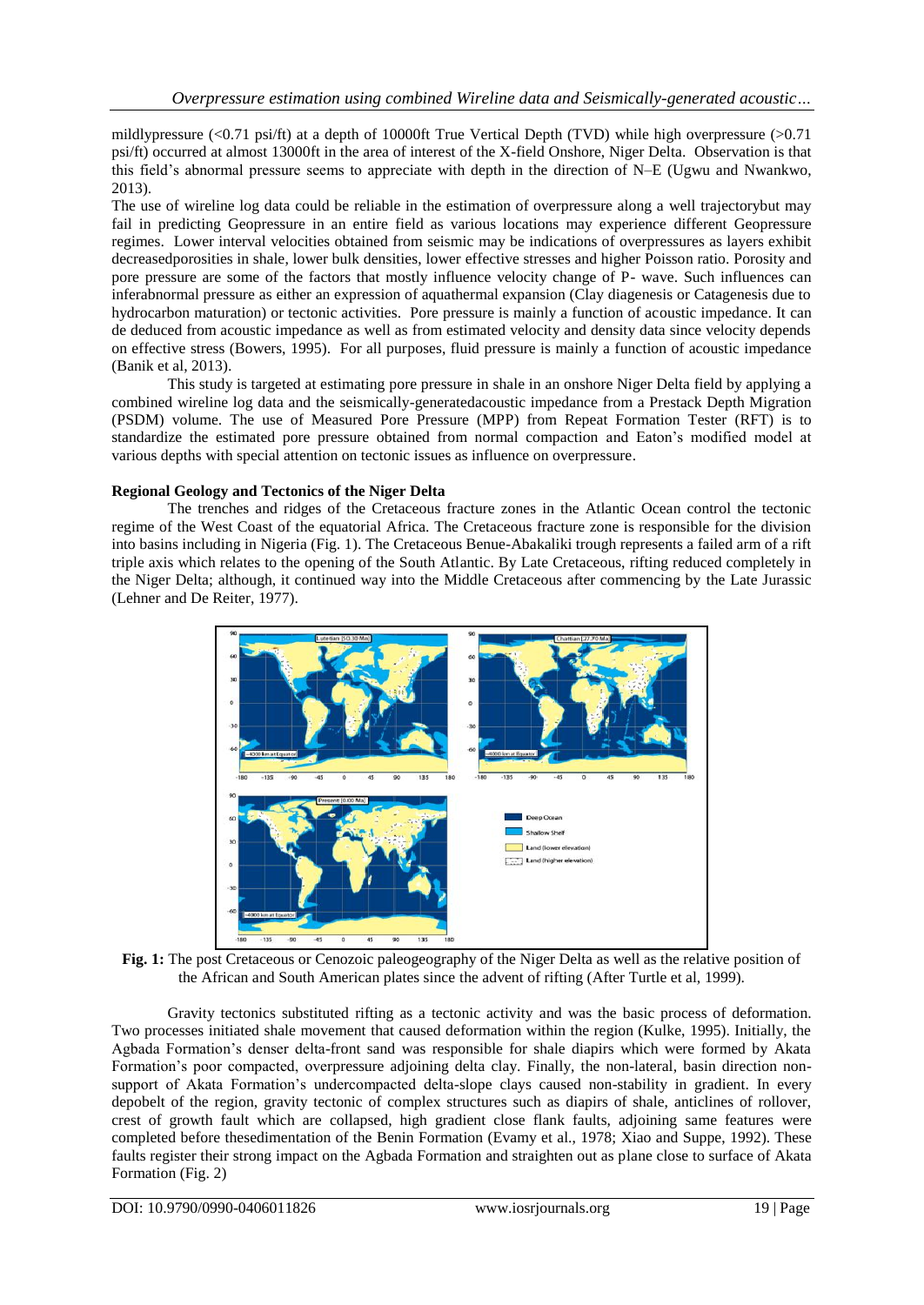mildlypressure (<0.71 psi/ft) at a depth of 10000ft True Vertical Depth (TVD) while high overpressure (>0.71 psi/ft) occurred at almost 13000ft in the area of interest of the X-field Onshore, Niger Delta. Observation is that this field's abnormal pressure seems to appreciate with depth in the direction of N–E (Ugwu and Nwankwo, 2013).

The use of wireline log data could be reliable in the estimation of overpressure along a well trajectorybut may fail in predicting Geopressure in an entire field as various locations may experience different Geopressure regimes. Lower interval velocities obtained from seismic may be indications of overpressures as layers exhibit decreasedporosities in shale, lower bulk densities, lower effective stresses and higher Poisson ratio. Porosity and pore pressure are some of the factors that mostly influence velocity change of P- wave. Such influences can inferabnormal pressure as either an expression of aquathermal expansion (Clay diagenesis or Catagenesis due to hydrocarbon maturation) or tectonic activities. Pore pressure is mainly a function of acoustic impedance. It can de deduced from acoustic impedance as well as from estimated velocity and density data since velocity depends on effective stress (Bowers, 1995). For all purposes, fluid pressure is mainly a function of acoustic impedance (Banik et al, 2013).

This study is targeted at estimating pore pressure in shale in an onshore Niger Delta field by applying a combined wireline log data and the seismically-generatedacoustic impedance from a Prestack Depth Migration (PSDM) volume. The use of Measured Pore Pressure (MPP) from Repeat Formation Tester (RFT) is to standardize the estimated pore pressure obtained from normal compaction and Eaton's modified model at various depths with special attention on tectonic issues as influence on overpressure.

## Regional Geology and Tectonics of the Niger Delta

The trenches and ridges of the Cretaceous fracture zones in the Atlantic Ocean control the tectonic regime of the West Coast of the equatorial Africa. The Cretaceous fracture zone is responsible for the division into basins including in Nigeria (Fig. 1). The Cretaceous Benue-Abakaliki trough represents a failed arm of a rift triple axis which relates to the opening of the South Atlantic. By Late Cretaceous, rifting reduced completely in the Niger Delta; although, it continued way into the Middle Cretaceous after commencing by the Late Jurassic (Lehner and De Reiter, 1977).

**Fig. 1:** The post Cretaceous or Cenozoic paleogeography of the Niger Delta as well as the relative position of the African and South American plates since the advent of rifting (After Turtle et al, 1999).

Gravity tectonics substituted rifting as a tectonic activity and was the basic process of deformation. Two processes initiated shale movement that caused deformation within the region (Kulke, 1995). Initially, the Agbada Formation's denser delta-front sand was responsible for shale diapirs which were formed by Akata Formation's poor compacted, overpressure adjoining delta clay. Finally, the non-lateral, basin direction non-support of Akata Formation's undercompacted delta-slope clays caused non-stability in gradient. In every depobelt of the region, gravity tectonic of complex structures such as diapirs of shale, anticlines of rollover, crest of growth fault which are collapsed, high gradient close flank faults, adjoining same features were completed before thesedimentation of the Benin Formation (Evamy et al., 1978; Xiao and Suppe, 1992). These faults register their strong impact on the Agbada Formation and straighten out as plane close to surface of Akata Formation (Fig. 2)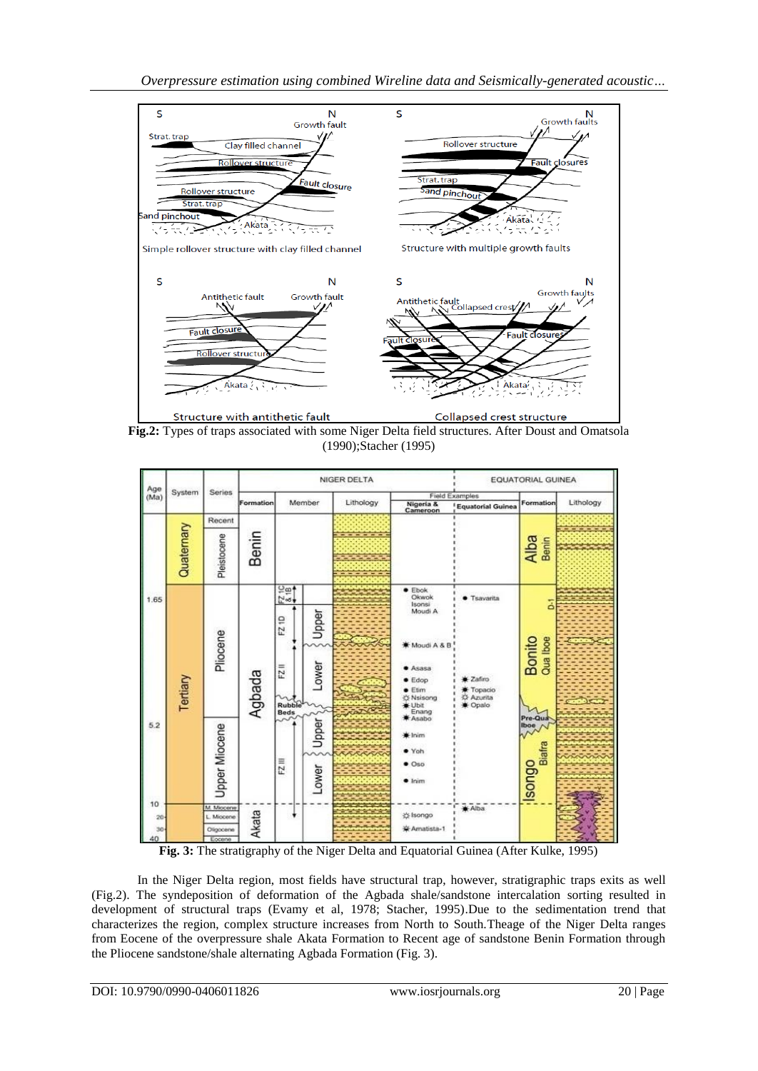**Fig.2:** Types of traps associated with some Niger Delta field structures. After Doust and Omatsola (1990);Stacher (1995)

**Fig. 3:** The stratigraphy of the Niger Delta and Equatorial Guinea (After Kulke, 1995)

In the Niger Delta region, most fields have structural trap, however, stratigraphic traps exits as well (Fig.2). The syndeposition of deformation of the Agbada shale/sandstone intercalation sorting resulted in development of structural traps (Evamy et al, 1978; Stacher, 1995).Due to the sedimentation trend that characterizes the region, complex structure increases from North to South.Theage of the Niger Delta ranges from Eocene of the overpressure shale Akata Formation to Recent age of sandstone Benin Formation through the Pliocene sandstone/shale alternating Agbada Formation (Fig. 3).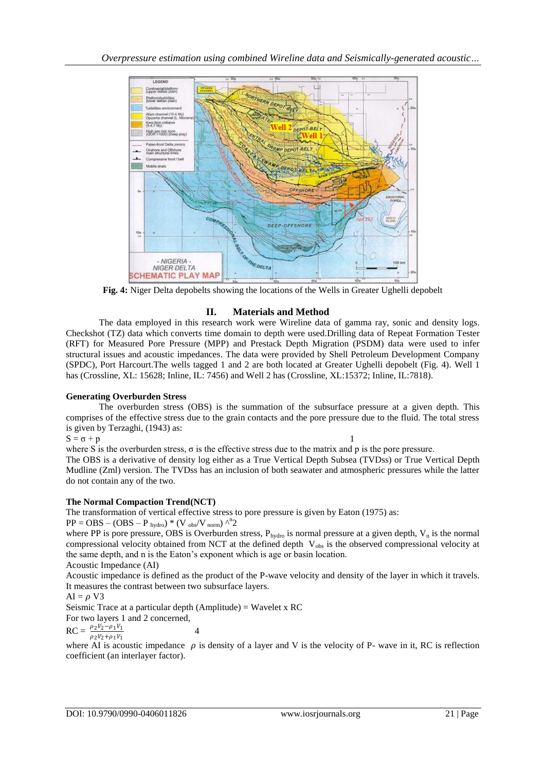**Fig. 4:** Niger Delta depobelts showing the locations of the Wells in Greater Ughelli depobelt

## II. Materials and Method

The data employed in this research work were Wireline data of gamma ray, sonic and density logs. Checkshot (TZ) data which converts time domain to depth were used.Drilling data of Repeat Formation Tester (RFT) for Measured Pore Pressure (MPP) and Prestack Depth Migration (PSDM) data were used to infer structural issues and acoustic impedances. The data were provided by Shell Petroleum Development Company (SPDC), Port Harcourt.The wells tagged 1 and 2 are both located at Greater Ughelli depobelt (Fig. 4). Well 1 has (Crossline, XL: 15628; Inline, IL: 7456) and Well 2 has (Crossline, XL:15372; Inline, IL:7818).

### Generating Overburden Stress

The overburden stress (OBS) is the summation of the subsurface pressure at a given depth. This comprises of the effective stress due to the grain contacts and the pore pressure due to the fluid. The total stress is given by Terzaghi, (1943) as:

$$S = \sigma + p \qquad 1$$

where S is the overburden stress, $\sigma$ is the effective stress due to the matrix and p is the pore pressure.

The OBS is a derivative of density log either as a True Vertical Depth Subsea (TVDss) or True Vertical Depth Mudline (Zml) version. The TVDss has an inclusion of both seawater and atmospheric pressures while the latter do not contain any of the two.

### The Normal Compaction Trend(NCT)

The transformation of vertical effective stress to pore pressure is given by Eaton (1975) as:

$$PP = OBS - (OBS - P_{hydro}) * (V_{obs}/V_{norm})^{n} 2$$

where PP is pore pressure, OBS is Overburden stress, $P_{hydro}$ is normal pressure at a given depth, $V_n$ is the normal compressional velocity obtained from NCT at the defined depth $V_{obs}$ is the observed compressional velocity at the same depth, and n is the Eaton's exponent which is age or basin location.

Acoustic Impedance (AI)

Acoustic impedance is defined as the product of the P-wave velocity and density of the layer in which it travels. It measures the contrast between two subsurface layers.

$$AI = \rho V 3$$

Seismic Trace at a particular depth (Amplitude) = Wavelet x RC

For two layers 1 and 2 concerned,

$$RC = \frac{\rho_2 V_2 - \rho_1 V_1}{\rho_2 V_2 + \rho_1 V_1} \qquad 4$$

where AI is acoustic impedance $\rho$ is density of a layer and V is the velocity of P- wave in it, RC is reflection coefficient (an interlayer factor).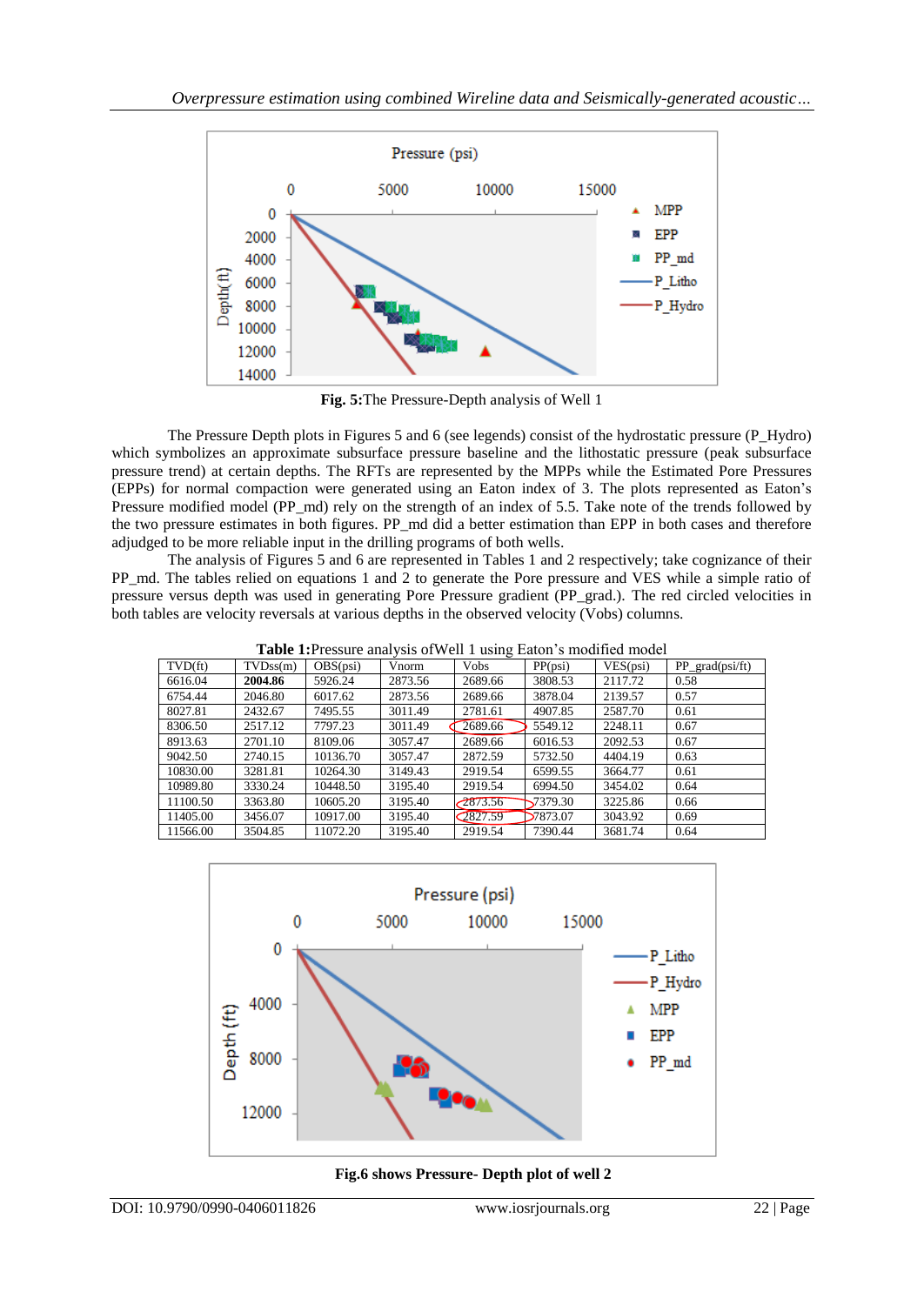**Fig. 5:**The Pressure-Depth analysis of Well 1

The Pressure Depth plots in Figures 5 and 6 (see legends) consist of the hydrostatic pressure (P_Hydro) which symbolizes an approximate subsurface pressure baseline and the lithostatic pressure (peak subsurface pressure trend) at certain depths. The RFTs are represented by the MPPs while the Estimated Pore Pressures (EPPs) for normal compaction were generated using an Eaton index of 3. The plots represented as Eaton's Pressure modified model (PP_md) rely on the strength of an index of 5.5. Take note of the trends followed by the two pressure estimates in both figures. PP_md did a better estimation than EPP in both cases and therefore adjudged to be more reliable input in the drilling programs of both wells.

The analysis of Figures 5 and 6 are represented in Tables 1 and 2 respectively; take cognizance of their PP_md. The tables relied on equations 1 and 2 to generate the Pore pressure and VES while a simple ratio of pressure versus depth was used in generating Pore Pressure gradient (PP_grad.). The red circled velocities in both tables are velocity reversals at various depths in the observed velocity (Vobs) columns.

**Table 1:**Pressure analysis ofWell 1 using Eaton's modified model

| TVD(ft) | TVDss(m) | OBS(psi) | Vnorm | Vobs | PP(psi) | VES(psi) | PP_grad(psi/ft) |
|---|---|---|---|---|---|---|---|
| 6616.04 | **2004.86** | 5926.24 | 2873.56 | 2689.66 | 3808.53 | 2117.72 | 0.58 |
| 6754.44 | 2046.80 | 6017.62 | 2873.56 | 2689.66 | 3878.04 | 2139.57 | 0.57 |
| 8027.81 | 2432.67 | 7495.55 | 3011.49 | 2781.61 | 4907.85 | 2587.70 | 0.61 |
| 8306.50 | 2517.12 | 7797.23 | 3011.49 | 2689.66 | 5549.12 | 2248.11 | 0.67 |
| 8913.63 | 2701.10 | 8109.06 | 3057.47 | 2689.66 | 6016.53 | 2092.53 | 0.67 |
| 9042.50 | 2740.15 | 10136.70 | 3057.47 | 2872.59 | 5732.50 | 4404.19 | 0.63 |
| 10830.00 | 3281.81 | 10264.30 | 3149.43 | 2919.54 | 6599.55 | 3664.77 | 0.61 |
| 10989.80 | 3330.24 | 10448.50 | 3195.40 | 2919.54 | 6994.50 | 3454.02 | 0.64 |
| 11100.50 | 3363.80 | 10605.20 | 3195.40 | 2873.56 | 7379.30 | 3225.86 | 0.66 |
| 11405.00 | 3456.07 | 10917.00 | 3195.40 | 2827.59 | 7873.07 | 3043.92 | 0.69 |
| 11566.00 | 3504.85 | 11072.20 | 3195.40 | 2919.54 | 7390.44 | 3681.74 | 0.64 |

**Fig.6 shows Pressure- Depth plot of well 2**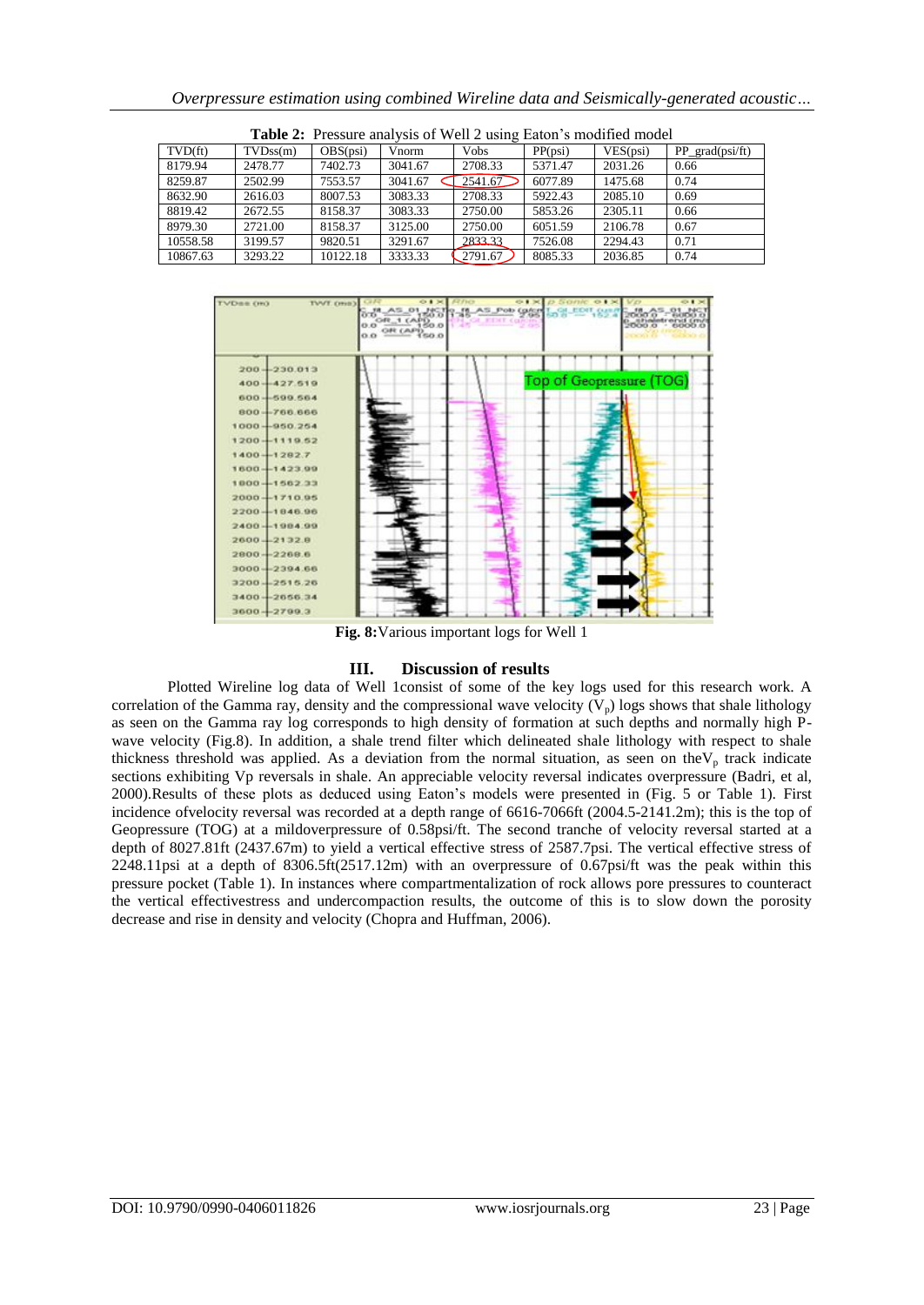**Table 2:** Pressure analysis of Well 2 using Eaton's modified model

| TVD(ft) | TVDss(m) | OBS(psi) | Vnorm | Vobs | PP(psi) | VES(psi) | PP_grad(psi/ft) |
|---|---|---|---|---|---|---|---|
| 8179.94 | 2478.77 | 7402.73 | 3041.67 | 2708.33 | 5371.47 | 2031.26 | 0.66 |
| 8259.87 | 2502.99 | 7553.57 | 3041.67 | 2541.67 | 6077.89 | 1475.68 | 0.74 |
| 8632.90 | 2616.03 | 8007.53 | 3083.33 | 2708.33 | 5922.43 | 2085.10 | 0.69 |
| 8819.42 | 2672.55 | 8158.37 | 3083.33 | 2750.00 | 5853.26 | 2305.11 | 0.66 |
| 8979.30 | 2721.00 | 8158.37 | 3125.00 | 2750.00 | 6051.59 | 2106.78 | 0.67 |
| 10558.58 | 3199.57 | 9820.51 | 3291.67 | 2833.33 | 7526.08 | 2294.43 | 0.71 |
| 10867.63 | 3293.22 | 10122.18 | 3333.33 | 2791.67 | 8085.33 | 2036.85 | 0.74 |

**Fig. 8:** Various important logs for Well 1

## III. Discussion of results

Plotted Wireline log data of Well 1consist of some of the key logs used for this research work. A correlation of the Gamma ray, density and the compressional wave velocity ($V_p$) logs shows that shale lithology as seen on the Gamma ray log corresponds to high density of formation at such depths and normally high P-wave velocity (Fig.8). In addition, a shale trend filter which delineated shale lithology with respect to shale thickness threshold was applied. As a deviation from the normal situation, as seen on the$V_p$ track indicate sections exhibiting Vp reversals in shale. An appreciable velocity reversal indicates overpressure (Badri, et al, 2000).Results of these plots as deduced using Eaton's models were presented in (Fig. 5 or Table 1). First incidence ofvelocity reversal was recorded at a depth range of 6616-7066ft (2004.5-2141.2m); this is the top of Geopressure (TOG) at a mildoverpressure of 0.58psi/ft. The second tranche of velocity reversal started at a depth of 8027.81ft (2437.67m) to yield a vertical effective stress of 2587.7psi. The vertical effective stress of 2248.11psi at a depth of 8306.5ft(2517.12m) with an overpressure of 0.67psi/ft was the peak within this pressure pocket (Table 1). In instances where compartmentalization of rock allows pore pressures to counteract the vertical effectivestress and undercompaction results, the outcome of this is to slow down the porosity decrease and rise in density and velocity (Chopra and Huffman, 2006).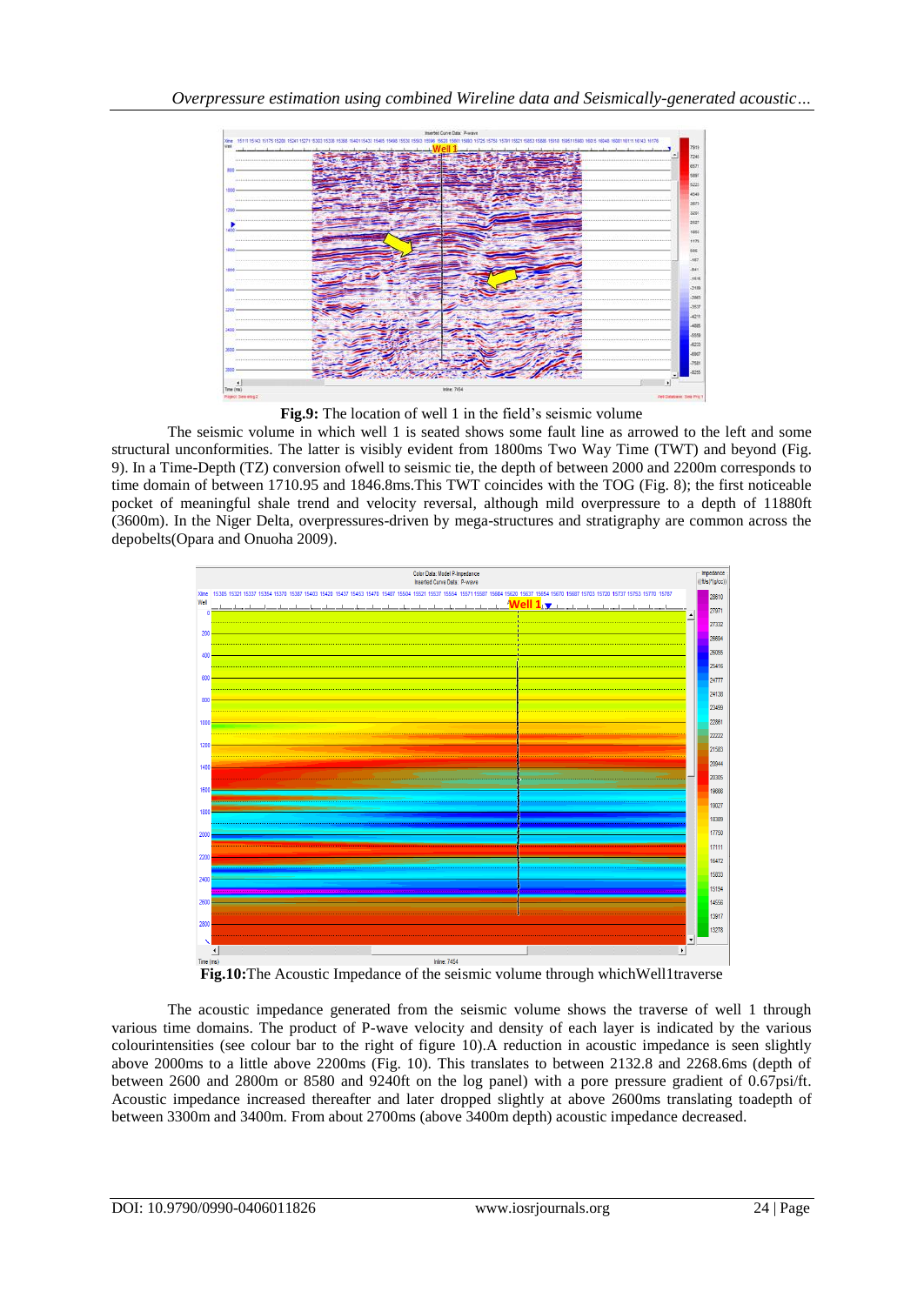**Fig.9:** The location of well 1 in the field's seismic volume

The seismic volume in which well 1 is seated shows some fault line as arrowed to the left and some structural unconformities. The latter is visibly evident from 1800ms Two Way Time (TWT) and beyond (Fig. 9). In a Time-Depth (TZ) conversion ofwell to seismic tie, the depth of between 2000 and 2200m corresponds to time domain of between 1710.95 and 1846.8ms.This TWT coincides with the TOG (Fig. 8); the first noticeable pocket of meaningful shale trend and velocity reversal, although mild overpressure to a depth of 11880ft (3600m). In the Niger Delta, overpressures-driven by mega-structures and stratigraphy are common across the depobelts(Opara and Onuoha 2009).

**Fig.10:**The Acoustic Impedance of the seismic volume through whichWell1traverse

The acoustic impedance generated from the seismic volume shows the traverse of well 1 through various time domains. The product of P-wave velocity and density of each layer is indicated by the various colourintensities (see colour bar to the right of figure 10).A reduction in acoustic impedance is seen slightly above 2000ms to a little above 2200ms (Fig. 10). This translates to between 2132.8 and 2268.6ms (depth of between 2600 and 2800m or 8580 and 9240ft on the log panel) with a pore pressure gradient of 0.67psi/ft. Acoustic impedance increased thereafter and later dropped slightly at above 2600ms translating toadepth of between 3300m and 3400m. From about 2700ms (above 3400m depth) acoustic impedance decreased.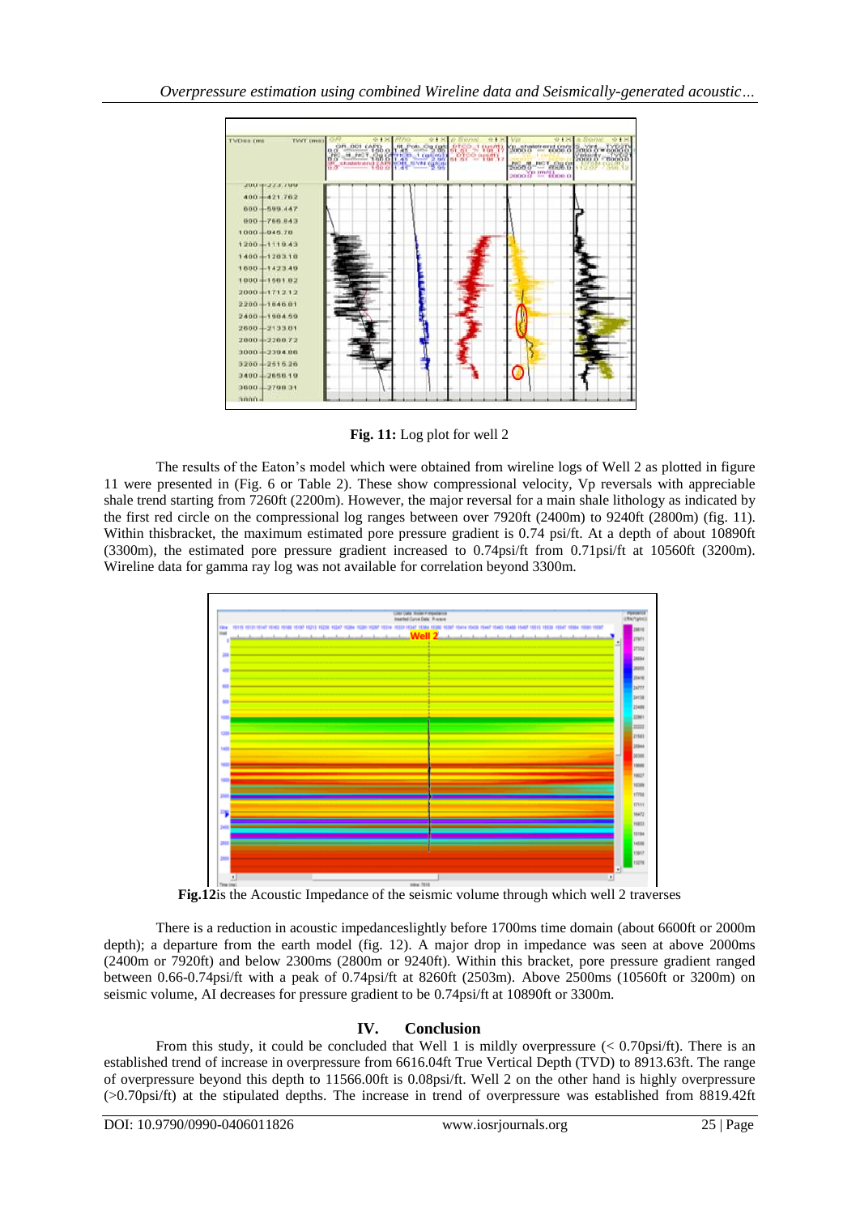**Fig. 11:** Log plot for well 2

The results of the Eaton's model which were obtained from wireline logs of Well 2 as plotted in figure 11 were presented in (Fig. 6 or Table 2). These show compressional velocity, Vp reversals with appreciable shale trend starting from 7260ft (2200m). However, the major reversal for a main shale lithology as indicated by the first red circle on the compressional log ranges between over 7920ft (2400m) to 9240ft (2800m) (fig. 11). Within thisbracket, the maximum estimated pore pressure gradient is 0.74 psi/ft. At a depth of about 10890ft (3300m), the estimated pore pressure gradient increased to 0.74psi/ft from 0.71psi/ft at 10560ft (3200m). Wireline data for gamma ray log was not available for correlation beyond 3300m.

**Fig.12**is the Acoustic Impedance of the seismic volume through which well 2 traverses

There is a reduction in acoustic impedanceslightly before 1700ms time domain (about 6600ft or 2000m depth); a departure from the earth model (fig. 12). A major drop in impedance was seen at above 2000ms (2400m or 7920ft) and below 2300ms (2800m or 9240ft). Within this bracket, pore pressure gradient ranged between 0.66-0.74psi/ft with a peak of 0.74psi/ft at 8260ft (2503m). Above 2500ms (10560ft or 3200m) on seismic volume, AI decreases for pressure gradient to be 0.74psi/ft at 10890ft or 3300m.

## IV. Conclusion

From this study, it could be concluded that Well 1 is mildly overpressure (< 0.70psi/ft). There is an established trend of increase in overpressure from 6616.04ft True Vertical Depth (TVD) to 8913.63ft. The range of overpressure beyond this depth to 11566.00ft is 0.08psi/ft. Well 2 on the other hand is highly overpressure (>0.70psi/ft) at the stipulated depths. The increase in trend of overpressure was established from 8819.42ft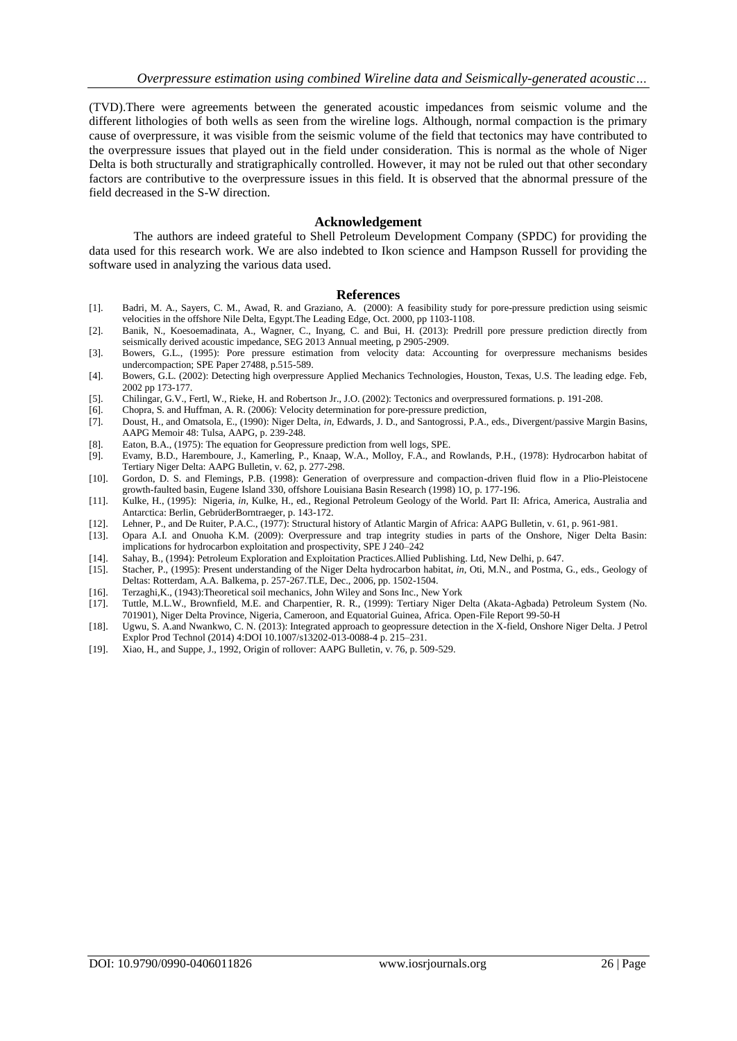(TVD).There were agreements between the generated acoustic impedances from seismic volume and the different lithologies of both wells as seen from the wireline logs. Although, normal compaction is the primary cause of overpressure, it was visible from the seismic volume of the field that tectonics may have contributed to the overpressure issues that played out in the field under consideration. This is normal as the whole of Niger Delta is both structurally and stratigraphically controlled. However, it may not be ruled out that other secondary factors are contributive to the overpressure issues in this field. It is observed that the abnormal pressure of the field decreased in the S-W direction.

## Acknowledgement

The authors are indeed grateful to Shell Petroleum Development Company (SPDC) for providing the data used for this research work. We are also indebted to Ikon science and Hampson Russell for providing the software used in analyzing the various data used.

## References

[1]. Badri, M. A., Sayers, C. M., Awad, R. and Graziano, A. (2000): A feasibility study for pore-pressure prediction using seismic velocities in the offshore Nile Delta, Egypt.The Leading Edge, Oct. 2000, pp 1103-1108.

[2]. Banik, N., Koesoemadinata, A., Wagner, C., Inyang, C. and Bui, H. (2013): Predrill pore pressure prediction directly from seismically derived acoustic impedance, SEG 2013 Annual meeting, p 2905-2909.

[3]. Bowers, G.L., (1995): Pore pressure estimation from velocity data: Accounting for overpressure mechanisms besides undercompaction; SPE Paper 27488, p.515-589.

[4]. Bowers, G.L. (2002): Detecting high overpressure Applied Mechanics Technologies, Houston, Texas, U.S. The leading edge. Feb, 2002 pp 173-177.

[5]. Chilingar, G.V., Fertl, W., Rieke, H. and Robertson Jr., J.O. (2002): Tectonics and overpressured formations. p. 191-208.

[6]. Chopra, S. and Huffman, A. R. (2006): Velocity determination for pore-pressure prediction,

[7]. Doust, H., and Omatsola, E., (1990): Niger Delta, *in*, Edwards, J. D., and Santogrossi, P.A., eds., Divergent/passive Margin Basins, AAPG Memoir 48: Tulsa, AAPG, p. 239-248.

[8]. Eaton, B.A., (1975): The equation for Geopressure prediction from well logs, SPE.

[9]. Evamy, B.D., Haremboure, J., Kamerling, P., Knaap, W.A., Molloy, F.A., and Rowlands, P.H., (1978): Hydrocarbon habitat of Tertiary Niger Delta: AAPG Bulletin, v. 62, p. 277-298.

[10]. Gordon, D. S. and Flemings, P.B. (1998): Generation of overpressure and compaction-driven fluid flow in a Plio-Pleistocene growth-faulted basin, Eugene Island 330, offshore Louisiana Basin Research (1998) 1O, p. 177-196.

[11]. Kulke, H., (1995): Nigeria, *in*, Kulke, H., ed., Regional Petroleum Geology of the World. Part II: Africa, America, Australia and Antarctica: Berlin, GebrüderBorntraeger, p. 143-172.

[12]. Lehner, P., and De Ruiter, P.A.C., (1977): Structural history of Atlantic Margin of Africa: AAPG Bulletin, v. 61, p. 961-981.

[13]. Opara A.I. and Onuoha K.M. (2009): Overpressure and trap integrity studies in parts of the Onshore, Niger Delta Basin: implications for hydrocarbon exploitation and prospectivity, SPE J 240–242

[14]. Sahay, B., (1994): Petroleum Exploration and Exploitation Practices.Allied Publishing. Ltd, New Delhi, p. 647.

[15]. Stacher, P., (1995): Present understanding of the Niger Delta hydrocarbon habitat, *in*, Oti, M.N., and Postma, G., eds., Geology of Deltas: Rotterdam, A.A. Balkema, p. 257-267.TLE, Dec., 2006, pp. 1502-1504.

[16]. Terzaghi,K., (1943):Theoretical soil mechanics, John Wiley and Sons Inc., New York

[17]. Tuttle, M.L.W., Brownfield, M.E. and Charpentier, R. R., (1999): Tertiary Niger Delta (Akata-Agbada) Petroleum System (No. 701901), Niger Delta Province, Nigeria, Cameroon, and Equatorial Guinea, Africa. Open-File Report 99-50-H

[18]. Ugwu, S. A.and Nwankwo, C. N. (2013): Integrated approach to geopressure detection in the X-field, Onshore Niger Delta. J Petrol Explor Prod Technol (2014) 4:DOI 10.1007/s13202-013-0088-4 p. 215–231.

[19]. Xiao, H., and Suppe, J., 1992, Origin of rollover: AAPG Bulletin, v. 76, p. 509-529.